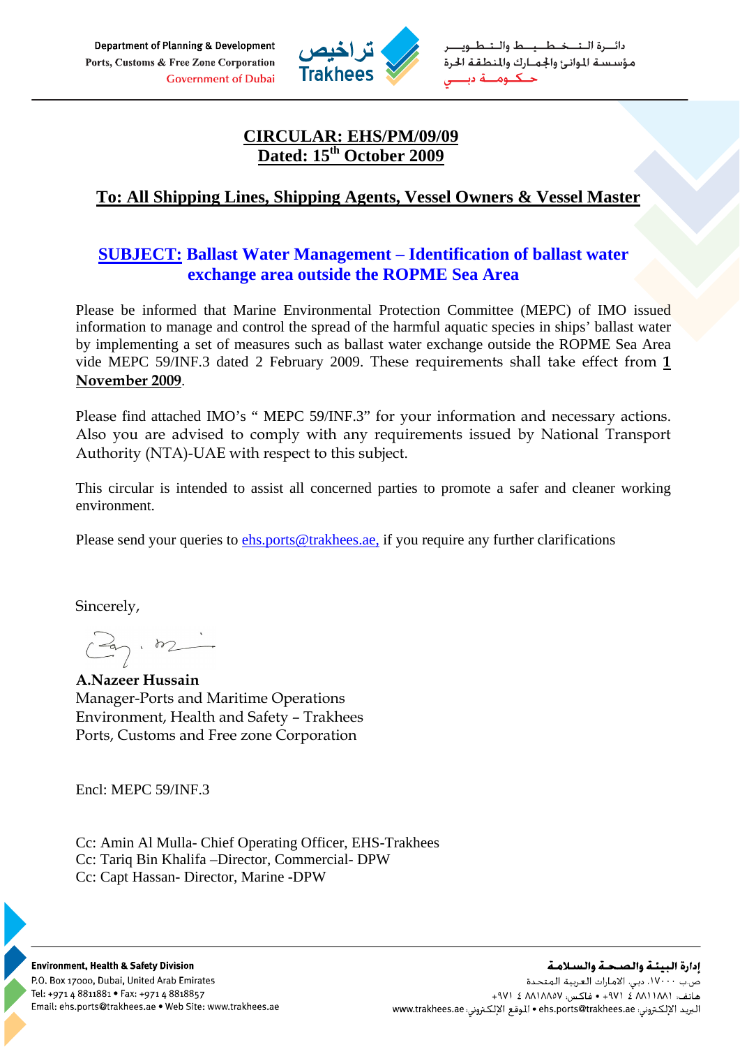Department of Planning & Development
Ports, Customs & Free Zone Corporation
Government of Dubai

تراخيص Trakhees

دائـرة الـتـخـطـيـط والـتـطـويـر
مؤسسة الموانئ والجمارك والمنطقة الحرة
حكومة دبي

# CIRCULAR: EHS/PM/09/09
## Dated: 15th October 2009

## To: All Shipping Lines, Shipping Agents, Vessel Owners & Vessel Master

## SUBJECT: Ballast Water Management – Identification of ballast water exchange area outside the ROPME Sea Area

Please be informed that Marine Environmental Protection Committee (MEPC) of IMO issued information to manage and control the spread of the harmful aquatic species in ships' ballast water by implementing a set of measures such as ballast water exchange outside the ROPME Sea Area vide MEPC 59/INF.3 dated 2 February 2009. These requirements shall take effect from **1 November 2009**.

Please find attached IMO's " MEPC 59/INF.3" for your information and necessary actions. Also you are advised to comply with any requirements issued by National Transport Authority (NTA)-UAE with respect to this subject.

This circular is intended to assist all concerned parties to promote a safer and cleaner working environment.

Please send your queries to ehs.ports@trakhees.ae, if you require any further clarifications

Sincerely,

**A.Nazeer Hussain**
Manager-Ports and Maritime Operations
Environment, Health and Safety – Trakhees
Ports, Customs and Free zone Corporation

Encl: MEPC 59/INF.3

Cc: Amin Al Mulla- Chief Operating Officer, EHS-Trakhees
Cc: Tariq Bin Khalifa –Director, Commercial- DPW
Cc: Capt Hassan- Director, Marine -DPW

**Environment, Health & Safety Division**
P.O. Box 17000, Dubai, United Arab Emirates
Tel: +971 4 8811881 • Fax: +971 4 8818857
Email: ehs.ports@trakhees.ae • Web Site: www.trakhees.ae

**إدارة البيئة والصحة والسلامة**
ص.ب ١٧٠٠٠، دبي، الامارات العربية المتحدة
هاتف: ٨٨١١٨٨١ ٤ ٩٧١+ • فاكس: ٨٨١٨٨٥٧ ٤ ٩٧١+
البريد الإلكتروني: ehs.ports@trakhees.ae • الموقع الإلكتروني: www.trakhees.ae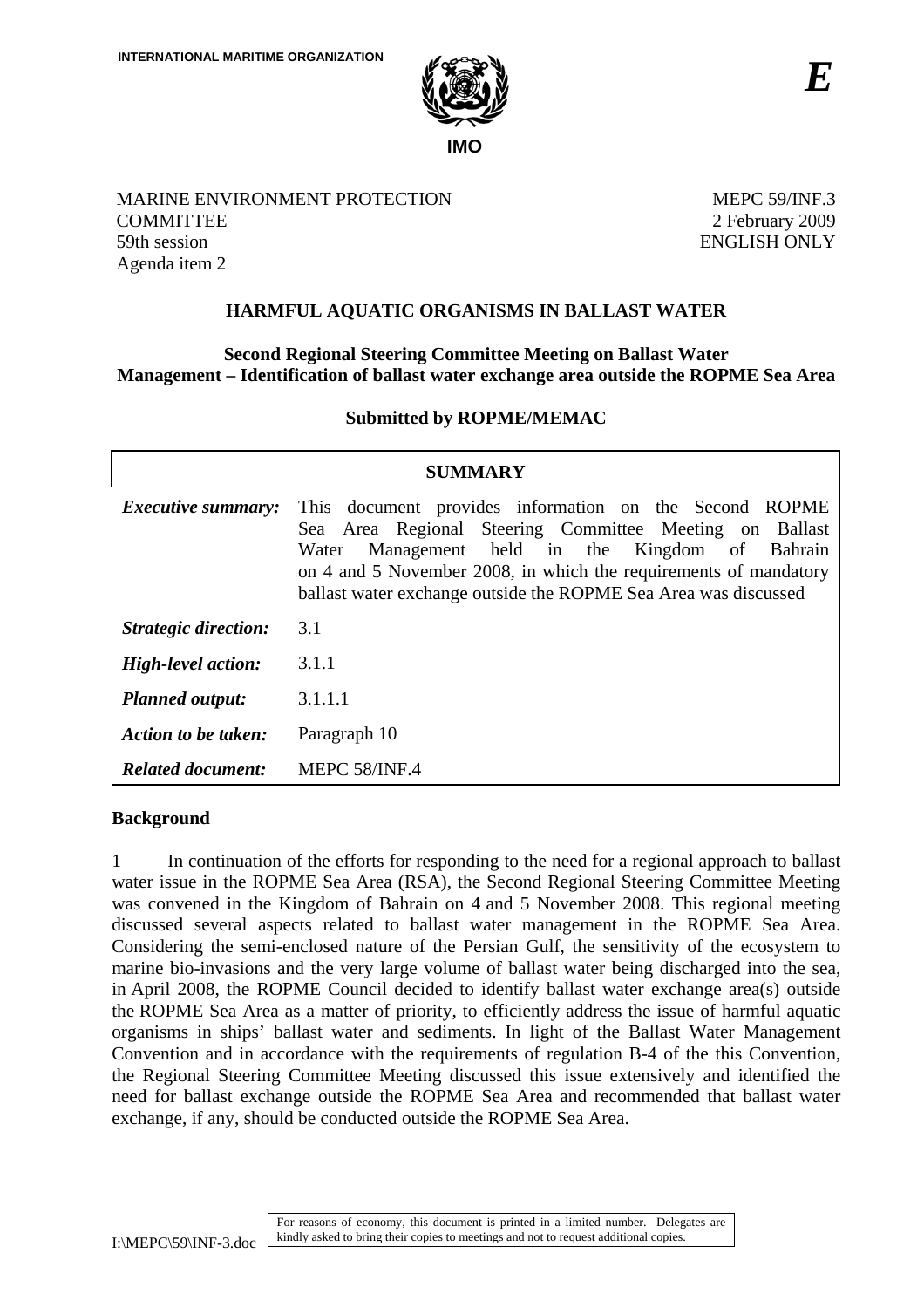INTERNATIONAL MARITIME ORGANIZATION

IMO

*E*

MARINE ENVIRONMENT PROTECTION COMMITTEE
59th session
Agenda item 2

MEPC 59/INF.3
2 February 2009
ENGLISH ONLY

## HARMFUL AQUATIC ORGANISMS IN BALLAST WATER

### Second Regional Steering Committee Meeting on Ballast Water Management – Identification of ballast water exchange area outside the ROPME Sea Area

**Submitted by ROPME/MEMAC**

| **SUMMARY** | |
|---|---|
| ***Executive summary:*** | This document provides information on the Second ROPME Sea Area Regional Steering Committee Meeting on Ballast Water Management held in the Kingdom of Bahrain on 4 and 5 November 2008, in which the requirements of mandatory ballast water exchange outside the ROPME Sea Area was discussed |
| ***Strategic direction:*** | 3.1 |
| ***High-level action:*** | 3.1.1 |
| ***Planned output:*** | 3.1.1.1 |
| ***Action to be taken:*** | Paragraph 10 |
| ***Related document:*** | MEPC 58/INF.4 |

**Background**

1 In continuation of the efforts for responding to the need for a regional approach to ballast water issue in the ROPME Sea Area (RSA), the Second Regional Steering Committee Meeting was convened in the Kingdom of Bahrain on 4 and 5 November 2008. This regional meeting discussed several aspects related to ballast water management in the ROPME Sea Area. Considering the semi-enclosed nature of the Persian Gulf, the sensitivity of the ecosystem to marine bio-invasions and the very large volume of ballast water being discharged into the sea, in April 2008, the ROPME Council decided to identify ballast water exchange area(s) outside the ROPME Sea Area as a matter of priority, to efficiently address the issue of harmful aquatic organisms in ships' ballast water and sediments. In light of the Ballast Water Management Convention and in accordance with the requirements of regulation B-4 of the this Convention, the Regional Steering Committee Meeting discussed this issue extensively and identified the need for ballast exchange outside the ROPME Sea Area and recommended that ballast water exchange, if any, should be conducted outside the ROPME Sea Area.

For reasons of economy, this document is printed in a limited number. Delegates are kindly asked to bring their copies to meetings and not to request additional copies.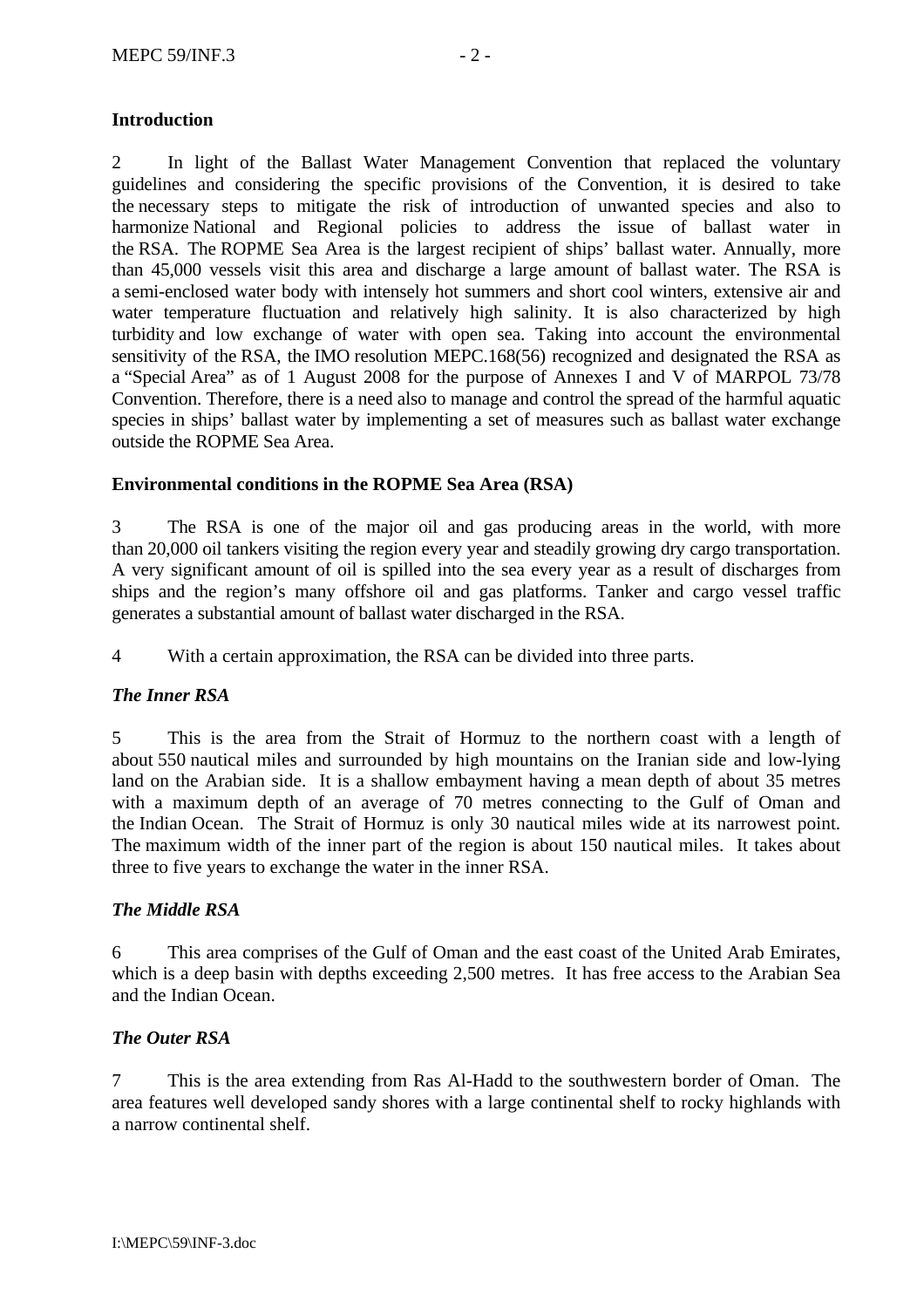## Introduction

2 In light of the Ballast Water Management Convention that replaced the voluntary guidelines and considering the specific provisions of the Convention, it is desired to take the necessary steps to mitigate the risk of introduction of unwanted species and also to harmonize National and Regional policies to address the issue of ballast water in the RSA. The ROPME Sea Area is the largest recipient of ships' ballast water. Annually, more than 45,000 vessels visit this area and discharge a large amount of ballast water. The RSA is a semi-enclosed water body with intensely hot summers and short cool winters, extensive air and water temperature fluctuation and relatively high salinity. It is also characterized by high turbidity and low exchange of water with open sea. Taking into account the environmental sensitivity of the RSA, the IMO resolution MEPC.168(56) recognized and designated the RSA as a "Special Area" as of 1 August 2008 for the purpose of Annexes I and V of MARPOL 73/78 Convention. Therefore, there is a need also to manage and control the spread of the harmful aquatic species in ships' ballast water by implementing a set of measures such as ballast water exchange outside the ROPME Sea Area.

## Environmental conditions in the ROPME Sea Area (RSA)

3 The RSA is one of the major oil and gas producing areas in the world, with more than 20,000 oil tankers visiting the region every year and steadily growing dry cargo transportation. A very significant amount of oil is spilled into the sea every year as a result of discharges from ships and the region's many offshore oil and gas platforms. Tanker and cargo vessel traffic generates a substantial amount of ballast water discharged in the RSA.

4 With a certain approximation, the RSA can be divided into three parts.

### *The Inner RSA*

5 This is the area from the Strait of Hormuz to the northern coast with a length of about 550 nautical miles and surrounded by high mountains on the Iranian side and low-lying land on the Arabian side. It is a shallow embayment having a mean depth of about 35 metres with a maximum depth of an average of 70 metres connecting to the Gulf of Oman and the Indian Ocean. The Strait of Hormuz is only 30 nautical miles wide at its narrowest point. The maximum width of the inner part of the region is about 150 nautical miles. It takes about three to five years to exchange the water in the inner RSA.

### *The Middle RSA*

6 This area comprises of the Gulf of Oman and the east coast of the United Arab Emirates, which is a deep basin with depths exceeding 2,500 metres. It has free access to the Arabian Sea and the Indian Ocean.

### *The Outer RSA*

7 This is the area extending from Ras Al-Hadd to the southwestern border of Oman. The area features well developed sandy shores with a large continental shelf to rocky highlands with a narrow continental shelf.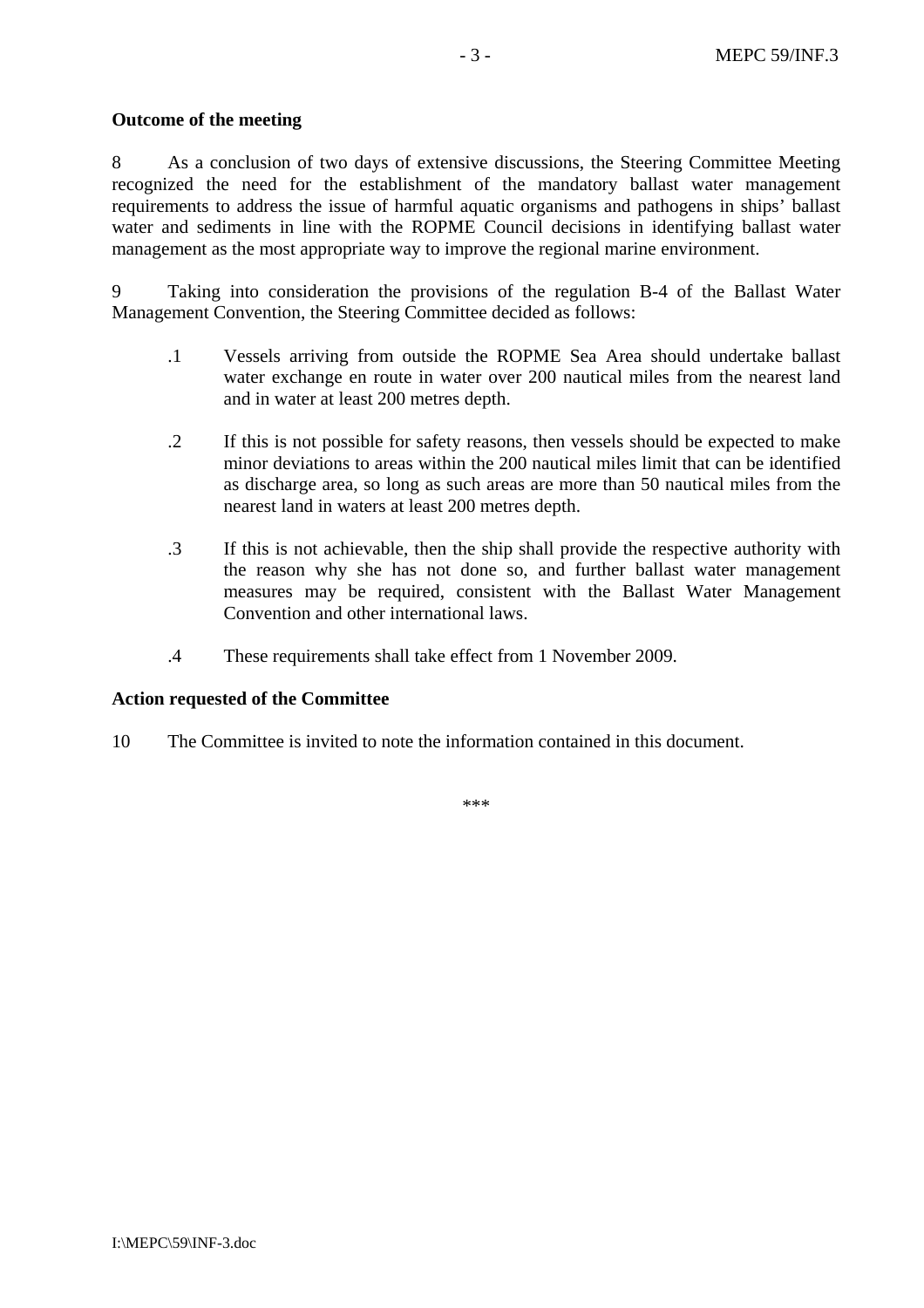**Outcome of the meeting**

8 As a conclusion of two days of extensive discussions, the Steering Committee Meeting recognized the need for the establishment of the mandatory ballast water management requirements to address the issue of harmful aquatic organisms and pathogens in ships' ballast water and sediments in line with the ROPME Council decisions in identifying ballast water management as the most appropriate way to improve the regional marine environment.

9 Taking into consideration the provisions of the regulation B-4 of the Ballast Water Management Convention, the Steering Committee decided as follows:

.1 Vessels arriving from outside the ROPME Sea Area should undertake ballast water exchange en route in water over 200 nautical miles from the nearest land and in water at least 200 metres depth.

.2 If this is not possible for safety reasons, then vessels should be expected to make minor deviations to areas within the 200 nautical miles limit that can be identified as discharge area, so long as such areas are more than 50 nautical miles from the nearest land in waters at least 200 metres depth.

.3 If this is not achievable, then the ship shall provide the respective authority with the reason why she has not done so, and further ballast water management measures may be required, consistent with the Ballast Water Management Convention and other international laws.

.4 These requirements shall take effect from 1 November 2009.

**Action requested of the Committee**

10 The Committee is invited to note the information contained in this document.

***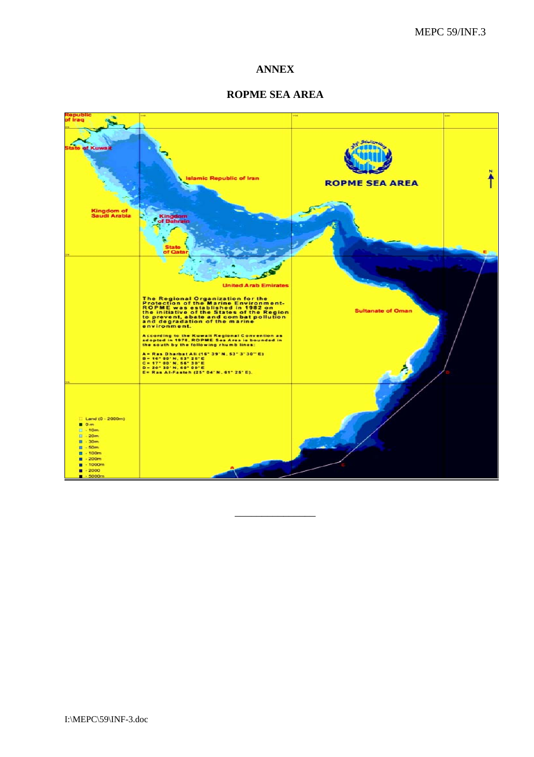## ANNEX

## ROPME SEA AREA

Republic of Iraq

State of Kuwait

Islamic Republic of Iran

ROPME SEA AREA

Kingdom of Saudi Arabia

Kingdom of Bahrain

State of Qatar

United Arab Emirates

Sultanate of Oman

The Regional Organization for the Protection of the Marine Environment- ROPME was established in 1982 on the initiative of the States of the Region to prevent, abate and combat pollution and degradation of the marine environment.

According to the Kuwait Regional Convention as adopted in 1978, ROPME Sea Area is bounded in the south by the following rhumb lines:

A = Ras Dharbat Ali (16° 39' N, 53° 3' 30" E)
B = 16° 00' N, 53° 25' E
C = 17° 00' N, 56° 30' E
D = 20° 30' N, 60° 00' E
E = Ras Al-Fasteh (25° 04' N, 61° 25' E).

Land (0 - 2000m)
0 m
- 10m
- 20m
- 30m
- 50m
- 100m
- 200m
- 1000m
- 2000
- 5000m

A
C
D
E

N